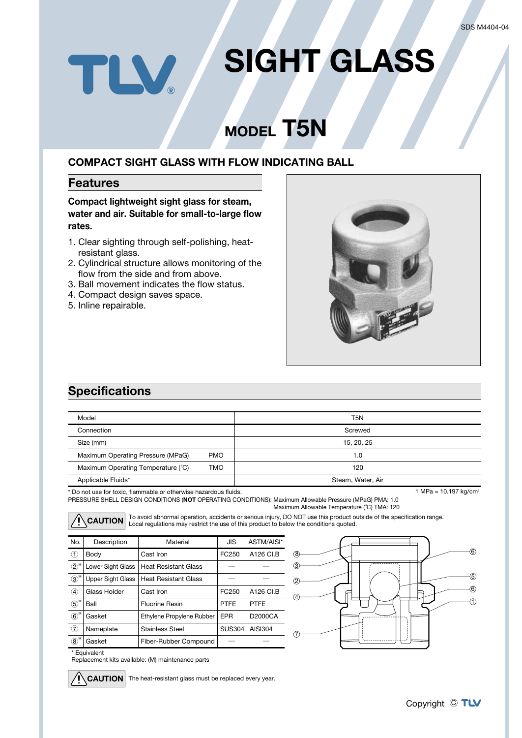SDS M4404-04

# SIGHT GLASS

## MODEL T5N

### COMPACT SIGHT GLASS WITH FLOW INDICATING BALL

## Features

**Compact lightweight sight glass for steam, water and air. Suitable for small-to-large flow rates.**

1. Clear sighting through self-polishing, heat-resistant glass.
2. Cylindrical structure allows monitoring of the flow from the side and from above.
3. Ball movement indicates the flow status.
4. Compact design saves space.
5. Inline repairable.

## Specifications

| Model | | T5N |
|---|---|---|
| Connection | | Screwed |
| Size (mm) | | 15, 20, 25 |
| Maximum Operating Pressure (MPaG) | PMO | 1.0 |
| Maximum Operating Temperature (˚C) | TMO | 120 |
| Applicable Fluids* | | Steam, Water, Air |

\* Do not use for toxic, flammable or otherwise hazardous fluids.

1 MPa = 10.197 kg/cm²

PRESSURE SHELL DESIGN CONDITIONS (**NOT** OPERATING CONDITIONS): Maximum Allowable Pressure (MPaG) PMA: 1.0
Maximum Allowable Temperature (˚C) TMA: 120

**CAUTION** To avoid abnormal operation, accidents or serious injury, DO NOT use this product outside of the specification range. Local regulations may restrict the use of this product to below the conditions quoted.

| No. | Description | Material | JIS | ASTM/AISI* |
|---|---|---|---|---|
| ① | Body | Cast Iron | FC250 | A126 Cl.B |
| ②M | Lower Sight Glass | Heat Resistant Glass | — | — |
| ③M | Upper Sight Glass | Heat Resistant Glass | — | — |
| ④ | Glass Holder | Cast Iron | FC250 | A126 Cl.B |
| ⑤M | Ball | Fluorine Resin | PTFE | PTFE |
| ⑥M | Gasket | Ethylene Propylene Rubber | EPR | D2000CA |
| ⑦ | Nameplate | Stainless Steel | SUS304 | AISI304 |
| ⑧M | Gasket | Fiber-Rubber Compound | — | — |

\* Equivalent
Replacement kits available: (M) maintenance parts

**CAUTION** The heat-resistant glass must be replaced every year.

Copyright © TLV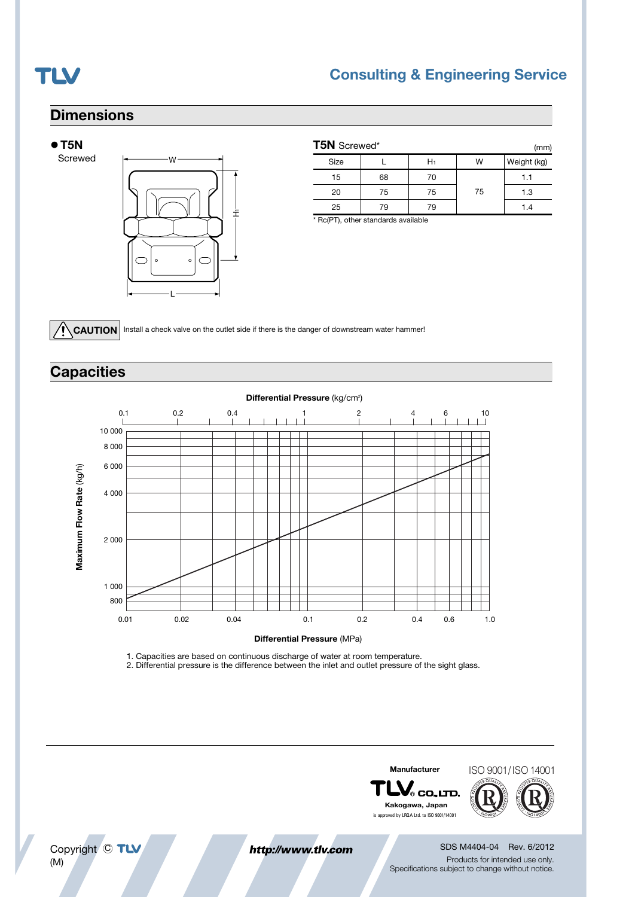# Consulting & Engineering Service

## Dimensions

● **T5N**
Screwed

W
H1
L

**T5N** Screwed* (mm)

| Size | L | $H_1$ | W | Weight (kg) |
|---|---|---|---|---|
| 15 | 68 | 70 | 75 | 1.1 |
| 20 | 75 | 75 | | 1.3 |
| 25 | 79 | 79 | | 1.4 |

* Rc(PT), other standards available

**CAUTION** Install a check valve on the outlet side if there is the danger of downstream water hammer!

## Capacities

**Differential Pressure** (kg/cm²)

0.1 0.2 0.4 1 2 4 6 10

**Maximum Flow Rate** (kg/h)

10 000
8 000
6 000
4 000
2 000
1 000
800

0.01 0.02 0.04 0.1 0.2 0.4 0.6 1.0

**Differential Pressure** (MPa)

1. Capacities are based on continuous discharge of water at room temperature.
2. Differential pressure is the difference between the inlet and outlet pressure of the sight glass.

**Manufacturer**
TLV® CO., LTD.
**Kakogawa, Japan**
is approved by LRQA Ltd. to ISO 9001/14001

ISO 9001/ISO 14001

Copyright © TLV
(M)

***http://www.tlv.com***

SDS M4404-04 Rev. 6/2012
Products for intended use only.
Specifications subject to change without notice.